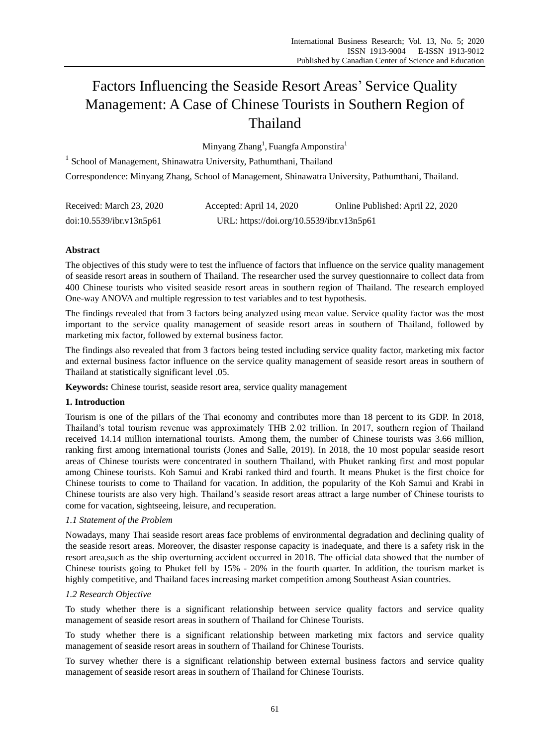# Factors Influencing the Seaside Resort Areas' Service Quality Management: A Case of Chinese Tourists in Southern Region of Thailand

Minyang Zhang[1], Fuangfa Amponstira[1]

[1] School of Management, Shinawatra University, Pathumthani, Thailand

Correspondence: Minyang Zhang, School of Management, Shinawatra University, Pathumthani, Thailand.

Received: March 23, 2020  Accepted: April 14, 2020  Online Published: April 22, 2020

doi:10.5539/ibr.v13n5p61  URL: https://doi.org/10.5539/ibr.v13n5p61

**Abstract**

The objectives of this study were to test the influence of factors that influence on the service quality management of seaside resort areas in southern of Thailand. The researcher used the survey questionnaire to collect data from 400 Chinese tourists who visited seaside resort areas in southern region of Thailand. The research employed One-way ANOVA and multiple regression to test variables and to test hypothesis.

The findings revealed that from 3 factors being analyzed using mean value. Service quality factor was the most important to the service quality management of seaside resort areas in southern of Thailand, followed by marketing mix factor, followed by external business factor.

The findings also revealed that from 3 factors being tested including service quality factor, marketing mix factor and external business factor influence on the service quality management of seaside resort areas in southern of Thailand at statistically significant level .05.

**Keywords:** Chinese tourist, seaside resort area, service quality management

## 1. Introduction

Tourism is one of the pillars of the Thai economy and contributes more than 18 percent to its GDP. In 2018, Thailand's total tourism revenue was approximately THB 2.02 trillion. In 2017, southern region of Thailand received 14.14 million international tourists. Among them, the number of Chinese tourists was 3.66 million, ranking first among international tourists (Jones and Salle, 2019). In 2018, the 10 most popular seaside resort areas of Chinese tourists were concentrated in southern Thailand, with Phuket ranking first and most popular among Chinese tourists. Koh Samui and Krabi ranked third and fourth. It means Phuket is the first choice for Chinese tourists to come to Thailand for vacation. In addition, the popularity of the Koh Samui and Krabi in Chinese tourists are also very high. Thailand's seaside resort areas attract a large number of Chinese tourists to come for vacation, sightseeing, leisure, and recuperation.

### *1.1 Statement of the Problem*

Nowadays, many Thai seaside resort areas face problems of environmental degradation and declining quality of the seaside resort areas. Moreover, the disaster response capacity is inadequate, and there is a safety risk in the resort area,such as the ship overturning accident occurred in 2018. The official data showed that the number of Chinese tourists going to Phuket fell by 15% - 20% in the fourth quarter. In addition, the tourism market is highly competitive, and Thailand faces increasing market competition among Southeast Asian countries.

### *1.2 Research Objective*

To study whether there is a significant relationship between service quality factors and service quality management of seaside resort areas in southern of Thailand for Chinese Tourists.

To study whether there is a significant relationship between marketing mix factors and service quality management of seaside resort areas in southern of Thailand for Chinese Tourists.

To survey whether there is a significant relationship between external business factors and service quality management of seaside resort areas in southern of Thailand for Chinese Tourists.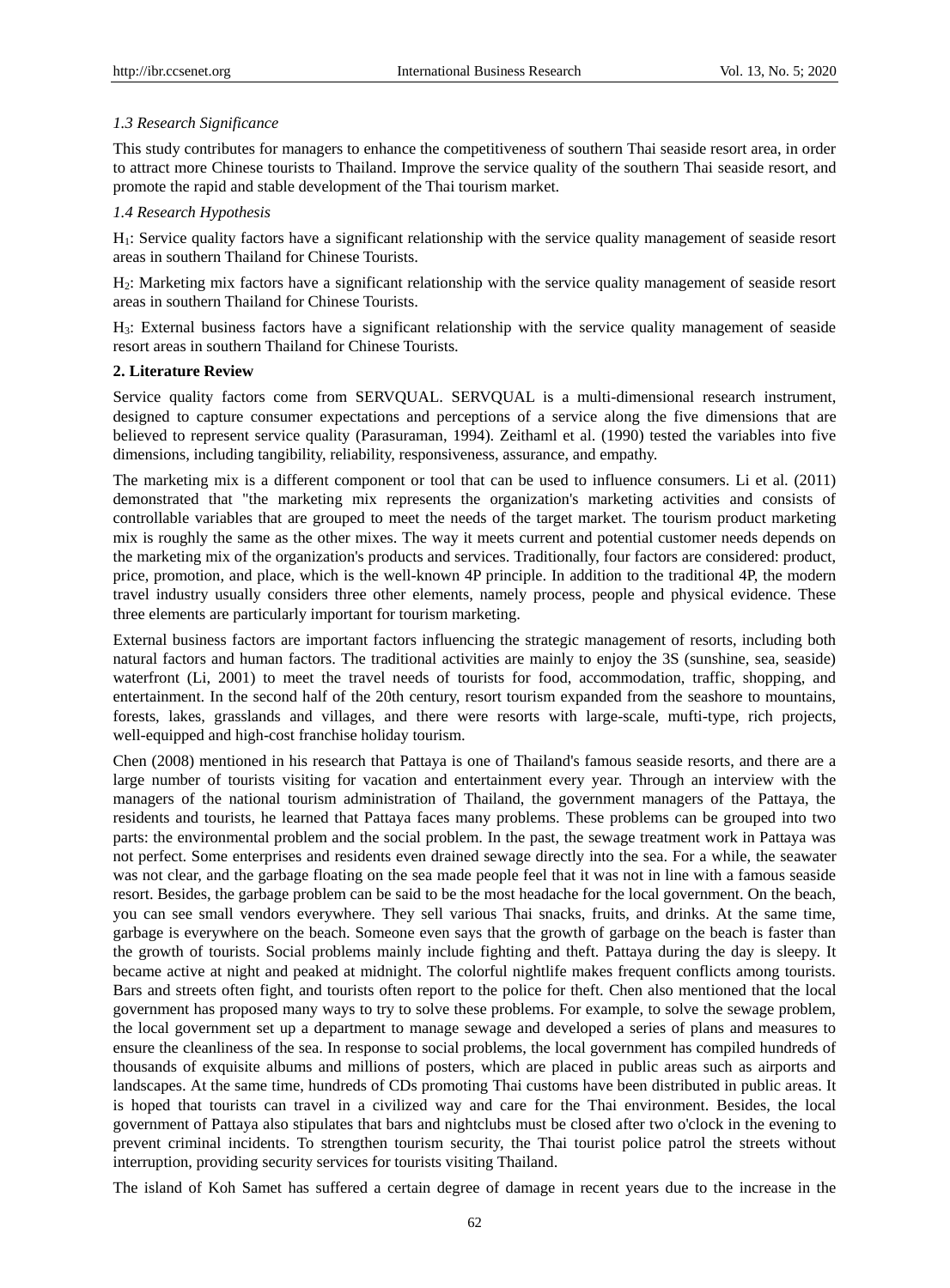### *1.3 Research Significance*

This study contributes for managers to enhance the competitiveness of southern Thai seaside resort area, in order to attract more Chinese tourists to Thailand. Improve the service quality of the southern Thai seaside resort, and promote the rapid and stable development of the Thai tourism market.

### *1.4 Research Hypothesis*

$H_1$: Service quality factors have a significant relationship with the service quality management of seaside resort areas in southern Thailand for Chinese Tourists.

$H_2$: Marketing mix factors have a significant relationship with the service quality management of seaside resort areas in southern Thailand for Chinese Tourists.

$H_3$: External business factors have a significant relationship with the service quality management of seaside resort areas in southern Thailand for Chinese Tourists.

## 2. Literature Review

Service quality factors come from SERVQUAL. SERVQUAL is a multi-dimensional research instrument, designed to capture consumer expectations and perceptions of a service along the five dimensions that are believed to represent service quality (Parasuraman, 1994). Zeithaml et al. (1990) tested the variables into five dimensions, including tangibility, reliability, responsiveness, assurance, and empathy.

The marketing mix is a different component or tool that can be used to influence consumers. Li et al. (2011) demonstrated that "the marketing mix represents the organization's marketing activities and consists of controllable variables that are grouped to meet the needs of the target market. The tourism product marketing mix is roughly the same as the other mixes. The way it meets current and potential customer needs depends on the marketing mix of the organization's products and services. Traditionally, four factors are considered: product, price, promotion, and place, which is the well-known 4P principle. In addition to the traditional 4P, the modern travel industry usually considers three other elements, namely process, people and physical evidence. These three elements are particularly important for tourism marketing.

External business factors are important factors influencing the strategic management of resorts, including both natural factors and human factors. The traditional activities are mainly to enjoy the 3S (sunshine, sea, seaside) waterfront (Li, 2001) to meet the travel needs of tourists for food, accommodation, traffic, shopping, and entertainment. In the second half of the 20th century, resort tourism expanded from the seashore to mountains, forests, lakes, grasslands and villages, and there were resorts with large-scale, mufti-type, rich projects, well-equipped and high-cost franchise holiday tourism.

Chen (2008) mentioned in his research that Pattaya is one of Thailand's famous seaside resorts, and there are a large number of tourists visiting for vacation and entertainment every year. Through an interview with the managers of the national tourism administration of Thailand, the government managers of the Pattaya, the residents and tourists, he learned that Pattaya faces many problems. These problems can be grouped into two parts: the environmental problem and the social problem. In the past, the sewage treatment work in Pattaya was not perfect. Some enterprises and residents even drained sewage directly into the sea. For a while, the seawater was not clear, and the garbage floating on the sea made people feel that it was not in line with a famous seaside resort. Besides, the garbage problem can be said to be the most headache for the local government. On the beach, you can see small vendors everywhere. They sell various Thai snacks, fruits, and drinks. At the same time, garbage is everywhere on the beach. Someone even says that the growth of garbage on the beach is faster than the growth of tourists. Social problems mainly include fighting and theft. Pattaya during the day is sleepy. It became active at night and peaked at midnight. The colorful nightlife makes frequent conflicts among tourists. Bars and streets often fight, and tourists often report to the police for theft. Chen also mentioned that the local government has proposed many ways to try to solve these problems. For example, to solve the sewage problem, the local government set up a department to manage sewage and developed a series of plans and measures to ensure the cleanliness of the sea. In response to social problems, the local government has compiled hundreds of thousands of exquisite albums and millions of posters, which are placed in public areas such as airports and landscapes. At the same time, hundreds of CDs promoting Thai customs have been distributed in public areas. It is hoped that tourists can travel in a civilized way and care for the Thai environment. Besides, the local government of Pattaya also stipulates that bars and nightclubs must be closed after two o'clock in the evening to prevent criminal incidents. To strengthen tourism security, the Thai tourist police patrol the streets without interruption, providing security services for tourists visiting Thailand.

The island of Koh Samet has suffered a certain degree of damage in recent years due to the increase in the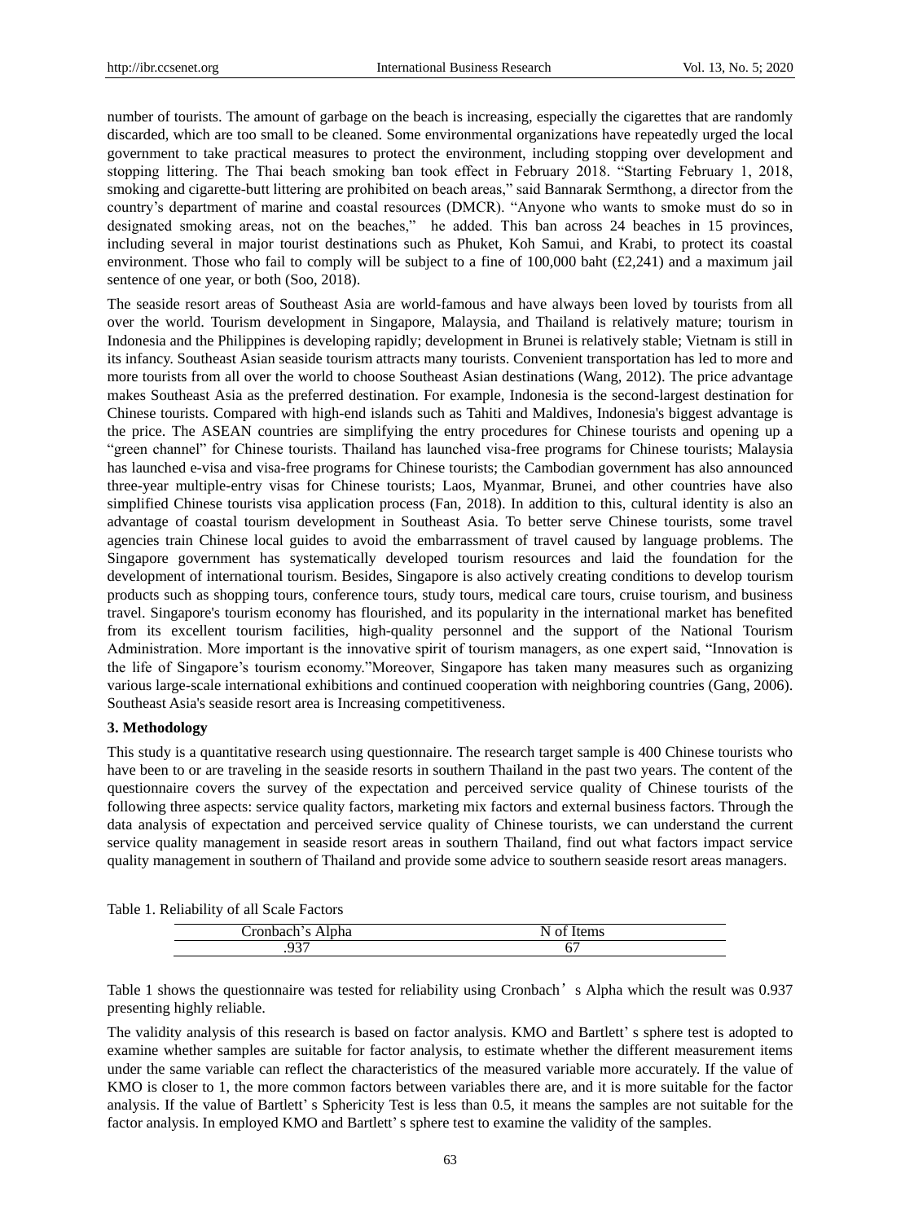number of tourists. The amount of garbage on the beach is increasing, especially the cigarettes that are randomly discarded, which are too small to be cleaned. Some environmental organizations have repeatedly urged the local government to take practical measures to protect the environment, including stopping over development and stopping littering. The Thai beach smoking ban took effect in February 2018. "Starting February 1, 2018, smoking and cigarette-butt littering are prohibited on beach areas," said Bannarak Sermthong, a director from the country's department of marine and coastal resources (DMCR). "Anyone who wants to smoke must do so in designated smoking areas, not on the beaches," he added. This ban across 24 beaches in 15 provinces, including several in major tourist destinations such as Phuket, Koh Samui, and Krabi, to protect its coastal environment. Those who fail to comply will be subject to a fine of 100,000 baht (£2,241) and a maximum jail sentence of one year, or both (Soo, 2018).

The seaside resort areas of Southeast Asia are world-famous and have always been loved by tourists from all over the world. Tourism development in Singapore, Malaysia, and Thailand is relatively mature; tourism in Indonesia and the Philippines is developing rapidly; development in Brunei is relatively stable; Vietnam is still in its infancy. Southeast Asian seaside tourism attracts many tourists. Convenient transportation has led to more and more tourists from all over the world to choose Southeast Asian destinations (Wang, 2012). The price advantage makes Southeast Asia as the preferred destination. For example, Indonesia is the second-largest destination for Chinese tourists. Compared with high-end islands such as Tahiti and Maldives, Indonesia's biggest advantage is the price. The ASEAN countries are simplifying the entry procedures for Chinese tourists and opening up a "green channel" for Chinese tourists. Thailand has launched visa-free programs for Chinese tourists; Malaysia has launched e-visa and visa-free programs for Chinese tourists; the Cambodian government has also announced three-year multiple-entry visas for Chinese tourists; Laos, Myanmar, Brunei, and other countries have also simplified Chinese tourists visa application process (Fan, 2018). In addition to this, cultural identity is also an advantage of coastal tourism development in Southeast Asia. To better serve Chinese tourists, some travel agencies train Chinese local guides to avoid the embarrassment of travel caused by language problems. The Singapore government has systematically developed tourism resources and laid the foundation for the development of international tourism. Besides, Singapore is also actively creating conditions to develop tourism products such as shopping tours, conference tours, study tours, medical care tours, cruise tourism, and business travel. Singapore's tourism economy has flourished, and its popularity in the international market has benefited from its excellent tourism facilities, high-quality personnel and the support of the National Tourism Administration. More important is the innovative spirit of tourism managers, as one expert said, "Innovation is the life of Singapore's tourism economy."Moreover, Singapore has taken many measures such as organizing various large-scale international exhibitions and continued cooperation with neighboring countries (Gang, 2006). Southeast Asia's seaside resort area is Increasing competitiveness.

## 3. Methodology

This study is a quantitative research using questionnaire. The research target sample is 400 Chinese tourists who have been to or are traveling in the seaside resorts in southern Thailand in the past two years. The content of the questionnaire covers the survey of the expectation and perceived service quality of Chinese tourists of the following three aspects: service quality factors, marketing mix factors and external business factors. Through the data analysis of expectation and perceived service quality of Chinese tourists, we can understand the current service quality management in seaside resort areas in southern Thailand, find out what factors impact service quality management in southern of Thailand and provide some advice to southern seaside resort areas managers.

Table 1. Reliability of all Scale Factors

| Cronbach's Alpha | N of Items |
|---|---|
| .937 | 67 |

Table 1 shows the questionnaire was tested for reliability using Cronbach's Alpha which the result was 0.937 presenting highly reliable.

The validity analysis of this research is based on factor analysis. KMO and Bartlett's sphere test is adopted to examine whether samples are suitable for factor analysis, to estimate whether the different measurement items under the same variable can reflect the characteristics of the measured variable more accurately. If the value of KMO is closer to 1, the more common factors between variables there are, and it is more suitable for the factor analysis. If the value of Bartlett's Sphericity Test is less than 0.5, it means the samples are not suitable for the factor analysis. In employed KMO and Bartlett's sphere test to examine the validity of the samples.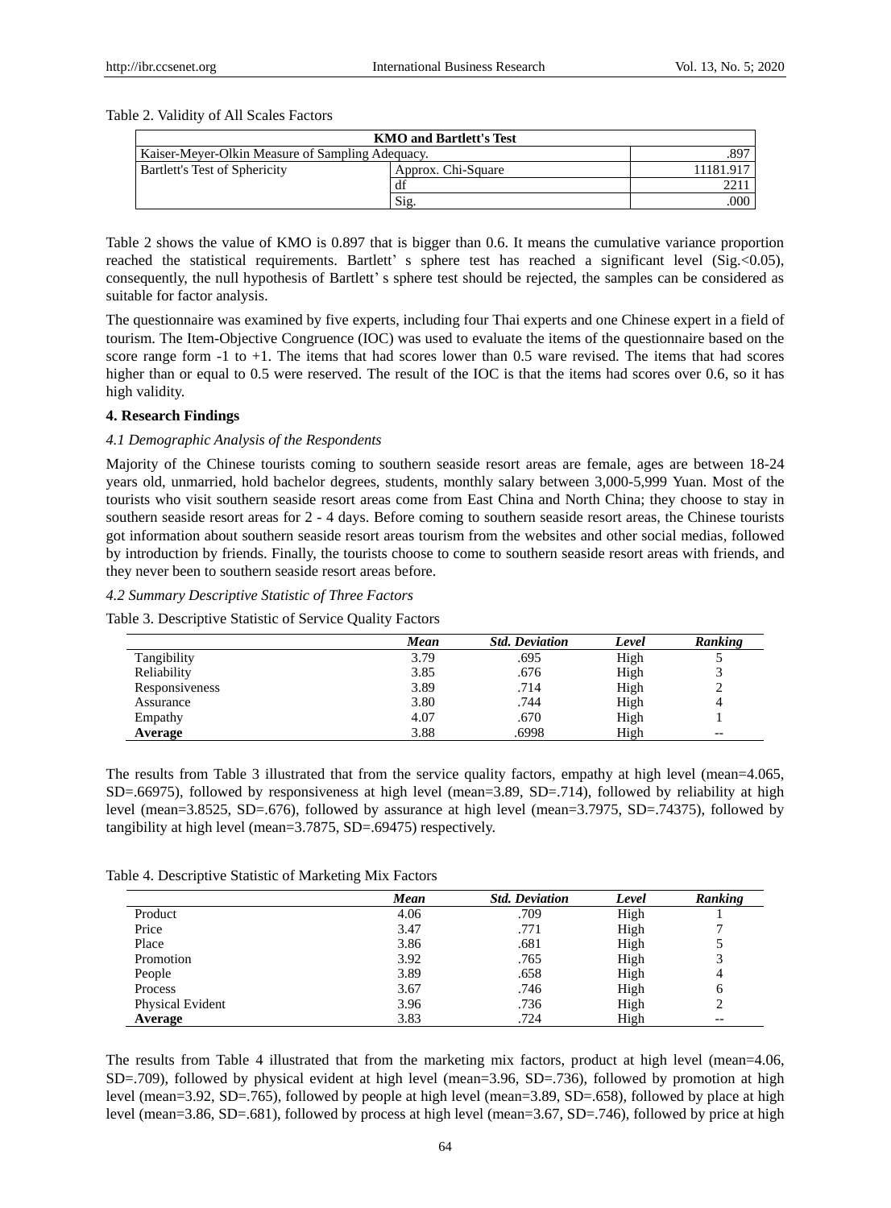Table 2. Validity of All Scales Factors

| KMO and Bartlett's Test | | |
|---|---|---|
| Kaiser-Meyer-Olkin Measure of Sampling Adequacy. | | .897 |
| Bartlett's Test of Sphericity | Approx. Chi-Square | 11181.917 |
| | df | 2211 |
| | Sig. | .000 |

Table 2 shows the value of KMO is 0.897 that is bigger than 0.6. It means the cumulative variance proportion reached the statistical requirements. Bartlett' s sphere test has reached a significant level (Sig.<0.05), consequently, the null hypothesis of Bartlett' s sphere test should be rejected, the samples can be considered as suitable for factor analysis.

The questionnaire was examined by five experts, including four Thai experts and one Chinese expert in a field of tourism. The Item-Objective Congruence (IOC) was used to evaluate the items of the questionnaire based on the score range form -1 to +1. The items that had scores lower than 0.5 ware revised. The items that had scores higher than or equal to 0.5 were reserved. The result of the IOC is that the items had scores over 0.6, so it has high validity.

## 4. Research Findings

### *4.1 Demographic Analysis of the Respondents*

Majority of the Chinese tourists coming to southern seaside resort areas are female, ages are between 18-24 years old, unmarried, hold bachelor degrees, students, monthly salary between 3,000-5,999 Yuan. Most of the tourists who visit southern seaside resort areas come from East China and North China; they choose to stay in southern seaside resort areas for 2 - 4 days. Before coming to southern seaside resort areas, the Chinese tourists got information about southern seaside resort areas tourism from the websites and other social medias, followed by introduction by friends. Finally, the tourists choose to come to southern seaside resort areas with friends, and they never been to southern seaside resort areas before.

### *4.2 Summary Descriptive Statistic of Three Factors*

Table 3. Descriptive Statistic of Service Quality Factors

| | *Mean* | *Std. Deviation* | *Level* | *Ranking* |
|---|---|---|---|---|
| Tangibility | 3.79 | .695 | High | 5 |
| Reliability | 3.85 | .676 | High | 3 |
| Responsiveness | 3.89 | .714 | High | 2 |
| Assurance | 3.80 | .744 | High | 4 |
| Empathy | 4.07 | .670 | High | 1 |
| **Average** | 3.88 | .6998 | High | -- |

The results from Table 3 illustrated that from the service quality factors, empathy at high level (mean=4.065, SD=.66975), followed by responsiveness at high level (mean=3.89, SD=.714), followed by reliability at high level (mean=3.8525, SD=.676), followed by assurance at high level (mean=3.7975, SD=.74375), followed by tangibility at high level (mean=3.7875, SD=.69475) respectively.

Table 4. Descriptive Statistic of Marketing Mix Factors

| | *Mean* | *Std. Deviation* | *Level* | *Ranking* |
|---|---|---|---|---|
| Product | 4.06 | .709 | High | 1 |
| Price | 3.47 | .771 | High | 7 |
| Place | 3.86 | .681 | High | 5 |
| Promotion | 3.92 | .765 | High | 3 |
| People | 3.89 | .658 | High | 4 |
| Process | 3.67 | .746 | High | 6 |
| Physical Evident | 3.96 | .736 | High | 2 |
| **Average** | 3.83 | .724 | High | -- |

The results from Table 4 illustrated that from the marketing mix factors, product at high level (mean=4.06, SD=.709), followed by physical evident at high level (mean=3.96, SD=.736), followed by promotion at high level (mean=3.92, SD=.765), followed by people at high level (mean=3.89, SD=.658), followed by place at high level (mean=3.86, SD=.681), followed by process at high level (mean=3.67, SD=.746), followed by price at high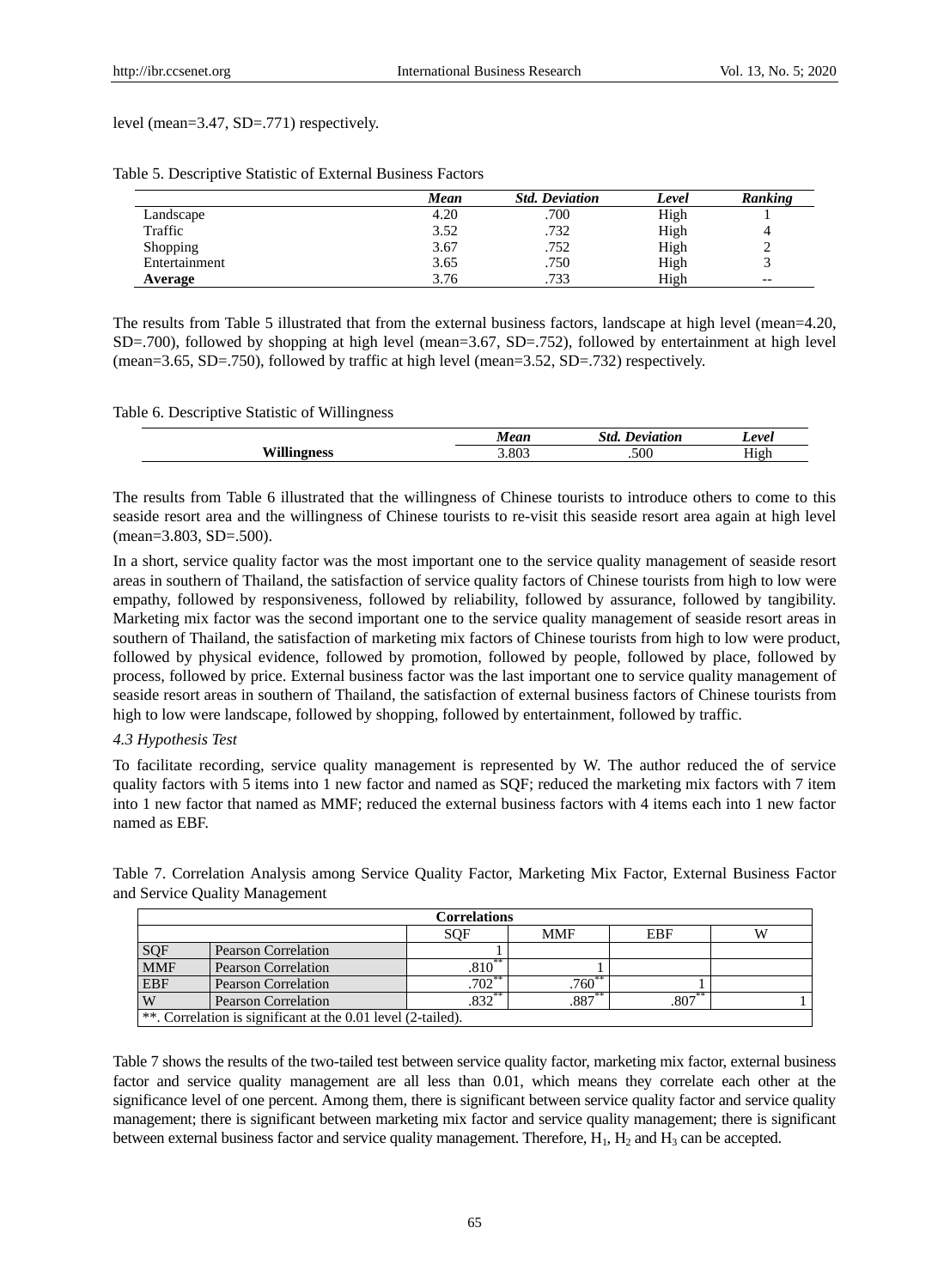level (mean=3.47, SD=.771) respectively.

Table 5. Descriptive Statistic of External Business Factors

| | *Mean* | *Std. Deviation* | *Level* | *Ranking* |
|---|---|---|---|---|
| Landscape | 4.20 | .700 | High | 1 |
| Traffic | 3.52 | .732 | High | 4 |
| Shopping | 3.67 | .752 | High | 2 |
| Entertainment | 3.65 | .750 | High | 3 |
| **Average** | 3.76 | .733 | High | -- |

The results from Table 5 illustrated that from the external business factors, landscape at high level (mean=4.20, SD=.700), followed by shopping at high level (mean=3.67, SD=.752), followed by entertainment at high level (mean=3.65, SD=.750), followed by traffic at high level (mean=3.52, SD=.732) respectively.

Table 6. Descriptive Statistic of Willingness

| | *Mean* | *Std. Deviation* | *Level* |
|---|---|---|---|
| **Willingness** | 3.803 | .500 | High |

The results from Table 6 illustrated that the willingness of Chinese tourists to introduce others to come to this seaside resort area and the willingness of Chinese tourists to re-visit this seaside resort area again at high level (mean=3.803, SD=.500).

In a short, service quality factor was the most important one to the service quality management of seaside resort areas in southern of Thailand, the satisfaction of service quality factors of Chinese tourists from high to low were empathy, followed by responsiveness, followed by reliability, followed by assurance, followed by tangibility. Marketing mix factor was the second important one to the service quality management of seaside resort areas in southern of Thailand, the satisfaction of marketing mix factors of Chinese tourists from high to low were product, followed by physical evidence, followed by promotion, followed by people, followed by place, followed by process, followed by price. External business factor was the last important one to service quality management of seaside resort areas in southern of Thailand, the satisfaction of external business factors of Chinese tourists from high to low were landscape, followed by shopping, followed by entertainment, followed by traffic.

*4.3 Hypothesis Test*

To facilitate recording, service quality management is represented by W. The author reduced the of service quality factors with 5 items into 1 new factor and named as SQF; reduced the marketing mix factors with 7 item into 1 new factor that named as MMF; reduced the external business factors with 4 items each into 1 new factor named as EBF.

Table 7. Correlation Analysis among Service Quality Factor, Marketing Mix Factor, External Business Factor and Service Quality Management

| **Correlations** | | | | | |
|---|---|---|---|---|---|
| | | SQF | MMF | EBF | W |
| SQF | Pearson Correlation | 1 | | | |
| MMF | Pearson Correlation | .810** | 1 | | |
| EBF | Pearson Correlation | .702** | .760** | 1 | |
| W | Pearson Correlation | .832** | .887** | .807** | 1 |
| **. Correlation is significant at the 0.01 level (2-tailed). | | | | | |

Table 7 shows the results of the two-tailed test between service quality factor, marketing mix factor, external business factor and service quality management are all less than 0.01, which means they correlate each other at the significance level of one percent. Among them, there is significant between service quality factor and service quality management; there is significant between marketing mix factor and service quality management; there is significant between external business factor and service quality management. Therefore, $H_1$, $H_2$ and $H_3$ can be accepted.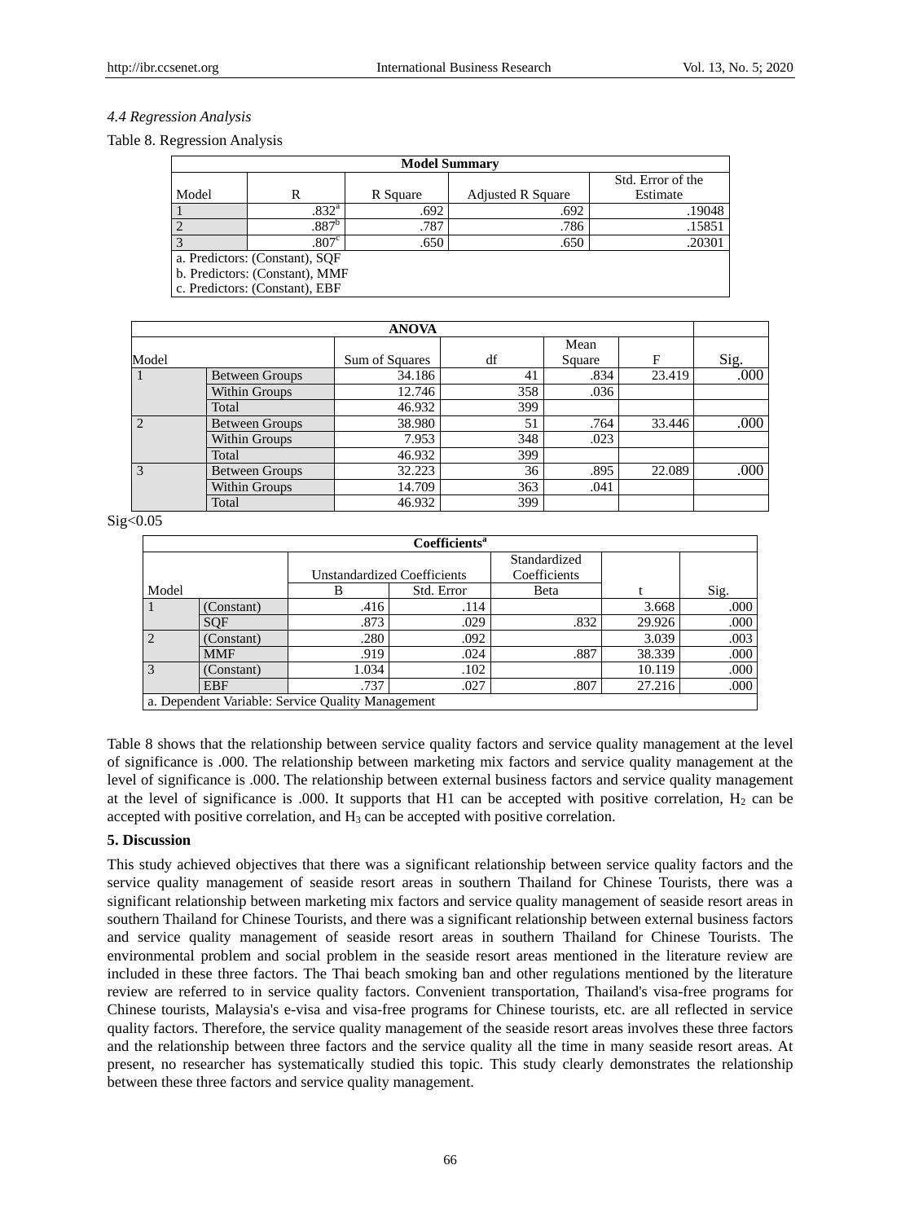### 4.4 Regression Analysis

Table 8. Regression Analysis

| Model Summary | | | | |
|---|---|---|---|---|
| Model | R | R Square | Adjusted R Square | Std. Error of the Estimate |
| 1 | .832[a] | .692 | .692 | .19048 |
| 2 | .887[b] | .787 | .786 | .15851 |
| 3 | .807[c] | .650 | .650 | .20301 |

a. Predictors: (Constant), SQF
b. Predictors: (Constant), MMF
c. Predictors: (Constant), EBF

| ANOVA | | | | | | |
|---|---|---|---|---|---|---|
| Model | | Sum of Squares | df | Mean Square | F | Sig. |
| 1 | Between Groups | 34.186 | 41 | .834 | 23.419 | .000 |
| | Within Groups | 12.746 | 358 | .036 | | |
| | Total | 46.932 | 399 | | | |
| 2 | Between Groups | 38.980 | 51 | .764 | 33.446 | .000 |
| | Within Groups | 7.953 | 348 | .023 | | |
| | Total | 46.932 | 399 | | | |
| 3 | Between Groups | 32.223 | 36 | .895 | 22.089 | .000 |
| | Within Groups | 14.709 | 363 | .041 | | |
| | Total | 46.932 | 399 | | | |

Sig<0.05

| Coefficients[a] | | | | | | |
|---|---|---|---|---|---|---|
| | | Unstandardized Coefficients | | Standardized Coefficients | | |
| Model | | B | Std. Error | Beta | t | Sig. |
| 1 | (Constant) | .416 | .114 | | 3.668 | .000 |
| | SQF | .873 | .029 | .832 | 29.926 | .000 |
| 2 | (Constant) | .280 | .092 | | 3.039 | .003 |
| | MMF | .919 | .024 | .887 | 38.339 | .000 |
| 3 | (Constant) | 1.034 | .102 | | 10.119 | .000 |
| | EBF | .737 | .027 | .807 | 27.216 | .000 |

a. Dependent Variable: Service Quality Management

Table 8 shows that the relationship between service quality factors and service quality management at the level of significance is .000. The relationship between marketing mix factors and service quality management at the level of significance is .000. The relationship between external business factors and service quality management at the level of significance is .000. It supports that H1 can be accepted with positive correlation, $H_2$ can be accepted with positive correlation, and $H_3$ can be accepted with positive correlation.

## 5. Discussion

This study achieved objectives that there was a significant relationship between service quality factors and the service quality management of seaside resort areas in southern Thailand for Chinese Tourists, there was a significant relationship between marketing mix factors and service quality management of seaside resort areas in southern Thailand for Chinese Tourists, and there was a significant relationship between external business factors and service quality management of seaside resort areas in southern Thailand for Chinese Tourists. The environmental problem and social problem in the seaside resort areas mentioned in the literature review are included in these three factors. The Thai beach smoking ban and other regulations mentioned by the literature review are referred to in service quality factors. Convenient transportation, Thailand's visa-free programs for Chinese tourists, Malaysia's e-visa and visa-free programs for Chinese tourists, etc. are all reflected in service quality factors. Therefore, the service quality management of the seaside resort areas involves these three factors and the relationship between three factors and the service quality all the time in many seaside resort areas. At present, no researcher has systematically studied this topic. This study clearly demonstrates the relationship between these three factors and service quality management.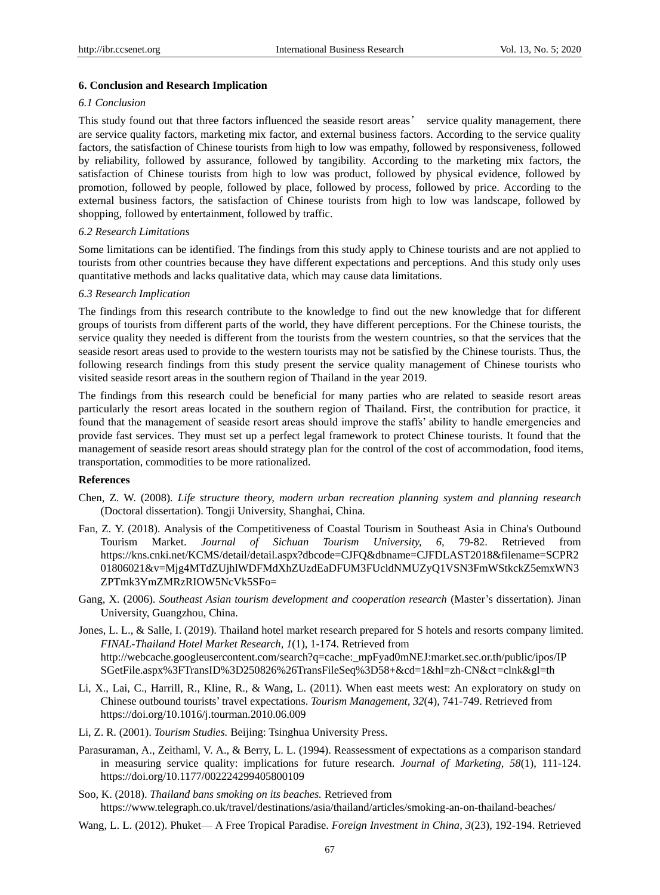## 6. Conclusion and Research Implication

### 6.1 Conclusion

This study found out that three factors influenced the seaside resort areas' service quality management, there are service quality factors, marketing mix factor, and external business factors. According to the service quality factors, the satisfaction of Chinese tourists from high to low was empathy, followed by responsiveness, followed by reliability, followed by assurance, followed by tangibility. According to the marketing mix factors, the satisfaction of Chinese tourists from high to low was product, followed by physical evidence, followed by promotion, followed by people, followed by place, followed by process, followed by price. According to the external business factors, the satisfaction of Chinese tourists from high to low was landscape, followed by shopping, followed by entertainment, followed by traffic.

### 6.2 Research Limitations

Some limitations can be identified. The findings from this study apply to Chinese tourists and are not applied to tourists from other countries because they have different expectations and perceptions. And this study only uses quantitative methods and lacks qualitative data, which may cause data limitations.

### 6.3 Research Implication

The findings from this research contribute to the knowledge to find out the new knowledge that for different groups of tourists from different parts of the world, they have different perceptions. For the Chinese tourists, the service quality they needed is different from the tourists from the western countries, so that the services that the seaside resort areas used to provide to the western tourists may not be satisfied by the Chinese tourists. Thus, the following research findings from this study present the service quality management of Chinese tourists who visited seaside resort areas in the southern region of Thailand in the year 2019.

The findings from this research could be beneficial for many parties who are related to seaside resort areas particularly the resort areas located in the southern region of Thailand. First, the contribution for practice, it found that the management of seaside resort areas should improve the staffs' ability to handle emergencies and provide fast services. They must set up a perfect legal framework to protect Chinese tourists. It found that the management of seaside resort areas should strategy plan for the control of the cost of accommodation, food items, transportation, commodities to be more rationalized.

## References

Chen, Z. W. (2008). *Life structure theory, modern urban recreation planning system and planning research* (Doctoral dissertation). Tongji University, Shanghai, China.

Fan, Z. Y. (2018). Analysis of the Competitiveness of Coastal Tourism in Southeast Asia in China's Outbound Tourism Market. *Journal of Sichuan Tourism University, 6*, 79-82. Retrieved from https://kns.cnki.net/KCMS/detail/detail.aspx?dbcode=CJFQ&dbname=CJFDLAST2018&filename=SCPR201806021&v=Mjg4MTdZUjhlWDFMdXhZUzdEaDFUM3FUcldNMUZyQ1VSN3FmWStkckZ5emxWN3ZPTmk3YmZMRzRIOW5NcVk5SFo=

Gang, X. (2006). *Southeast Asian tourism development and cooperation research* (Master's dissertation). Jinan University, Guangzhou, China.

Jones, L. L., & Salle, I. (2019). Thailand hotel market research prepared for S hotels and resorts company limited. *FINAL-Thailand Hotel Market Research, 1*(1), 1-174. Retrieved from http://webcache.googleusercontent.com/search?q=cache:_mpFyad0mNEJ:market.sec.or.th/public/ipos/IPSGetFile.aspx%3FTransID%3D250826%26TransFileSeq%3D58+&cd=1&hl=zh-CN&ct=clnk&gl=th

Li, X., Lai, C., Harrill, R., Kline, R., & Wang, L. (2011). When east meets west: An exploratory on study on Chinese outbound tourists' travel expectations. *Tourism Management, 32*(4), 741-749. Retrieved from https://doi.org/10.1016/j.tourman.2010.06.009

Li, Z. R. (2001). *Tourism Studies.* Beijing: Tsinghua University Press.

Parasuraman, A., Zeithaml, V. A., & Berry, L. L. (1994). Reassessment of expectations as a comparison standard in measuring service quality: implications for future research. *Journal of Marketing, 58*(1), 111-124. https://doi.org/10.1177/002224299405800109

Soo, K. (2018). *Thailand bans smoking on its beaches.* Retrieved from https://www.telegraph.co.uk/travel/destinations/asia/thailand/articles/smoking-an-on-thailand-beaches/

Wang, L. L. (2012). Phuket— A Free Tropical Paradise. *Foreign Investment in China, 3*(23), 192-194. Retrieved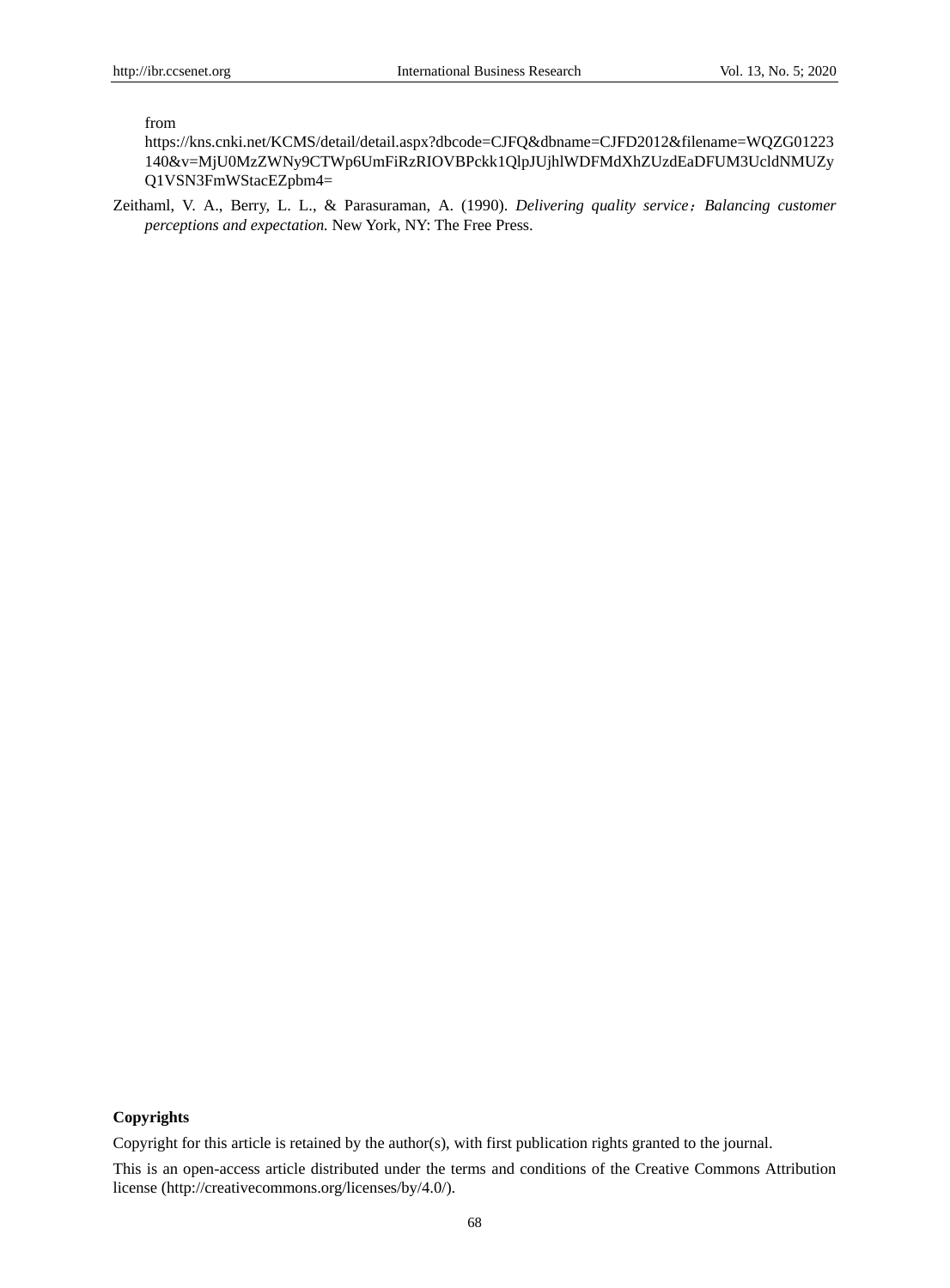from https://kns.cnki.net/KCMS/detail/detail.aspx?dbcode=CJFQ&dbname=CJFD2012&filename=WQZG01223140&v=MjU0MzZWNy9CTWp6UmFiRzRIOVBPckk1QlpJUjhlWDFMdXhZUzdEaDFUM3UcldNMUZyQ1VSN3FmWStacEZpbm4=

Zeithaml, V. A., Berry, L. L., & Parasuraman, A. (1990). *Delivering quality service；Balancing customer perceptions and expectation.* New York, NY: The Free Press.

**Copyrights**

Copyright for this article is retained by the author(s), with first publication rights granted to the journal.

This is an open-access article distributed under the terms and conditions of the Creative Commons Attribution license (http://creativecommons.org/licenses/by/4.0/).